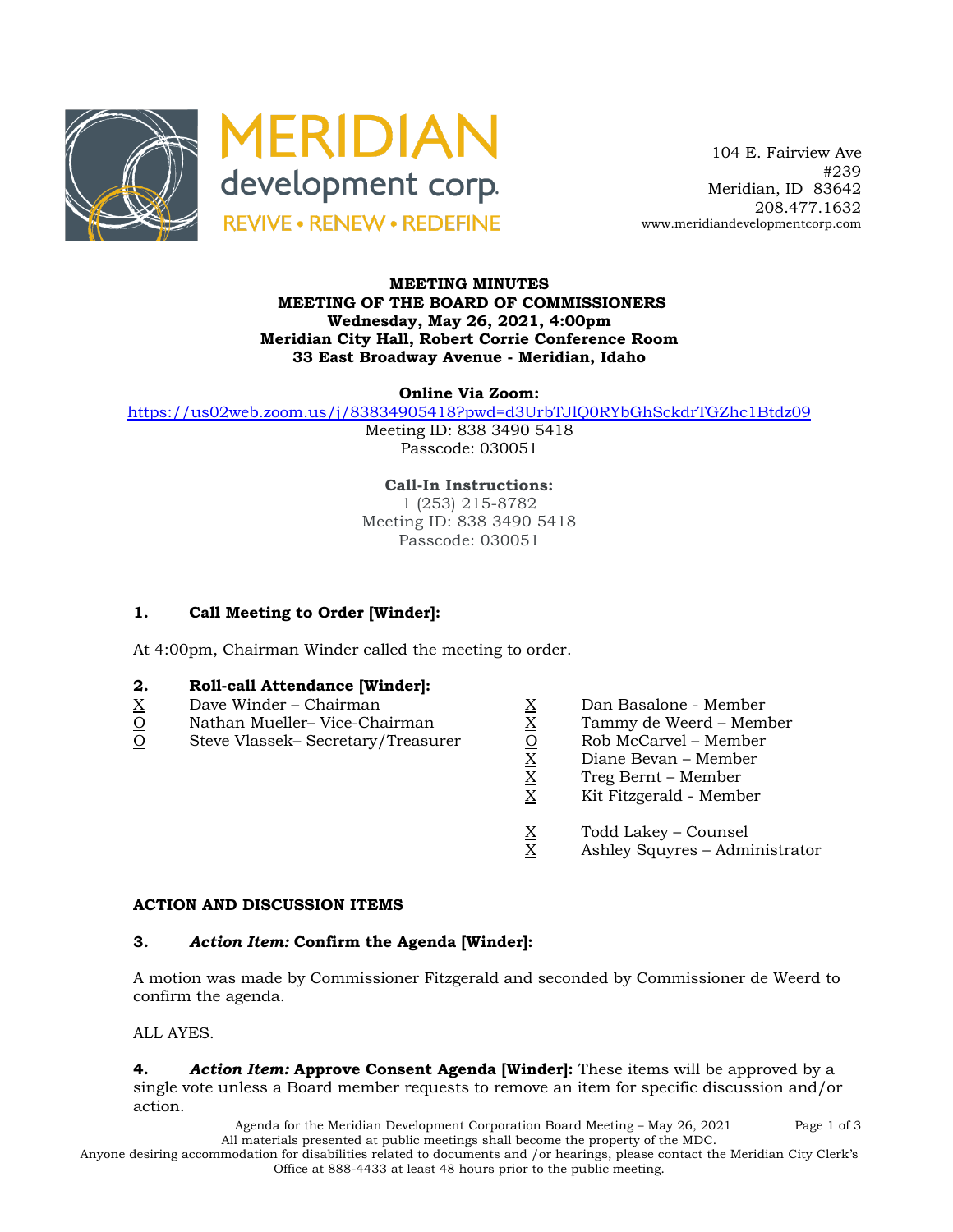MERIDIAN development corp.
REVIVE • RENEW • REDEFINE

104 E. Fairview Ave
#239
Meridian, ID 83642
208.477.1632
www.meridiandevelopmentcorp.com

**MEETING MINUTES**
**MEETING OF THE BOARD OF COMMISSIONERS**
**Wednesday, May 26, 2021, 4:00pm**
**Meridian City Hall, Robert Corrie Conference Room**
**33 East Broadway Avenue - Meridian, Idaho**

**Online Via Zoom:**
https://us02web.zoom.us/j/83834905418?pwd=d3UrbTJlQ0RYbGhSckdrTGZhc1Btdz09
Meeting ID: 838 3490 5418
Passcode: 030051

**Call-In Instructions:**
1 (253) 215-8782
Meeting ID: 838 3490 5418
Passcode: 030051

## 1. Call Meeting to Order [Winder]:

At 4:00pm, Chairman Winder called the meeting to order.

## 2. Roll-call Attendance [Winder]:

X Dave Winder – Chairman
O Nathan Mueller– Vice-Chairman
O Steve Vlassek– Secretary/Treasurer
X Dan Basalone - Member
X Tammy de Weerd – Member
O Rob McCarvel – Member
X Diane Bevan – Member
X Treg Bernt – Member
X Kit Fitzgerald - Member

X Todd Lakey – Counsel
X Ashley Squyres – Administrator

**ACTION AND DISCUSSION ITEMS**

## 3. *Action Item:* Confirm the Agenda [Winder]:

A motion was made by Commissioner Fitzgerald and seconded by Commissioner de Weerd to confirm the agenda.

ALL AYES.

## 4. *Action Item:* Approve Consent Agenda [Winder]:

These items will be approved by a single vote unless a Board member requests to remove an item for specific discussion and/or action.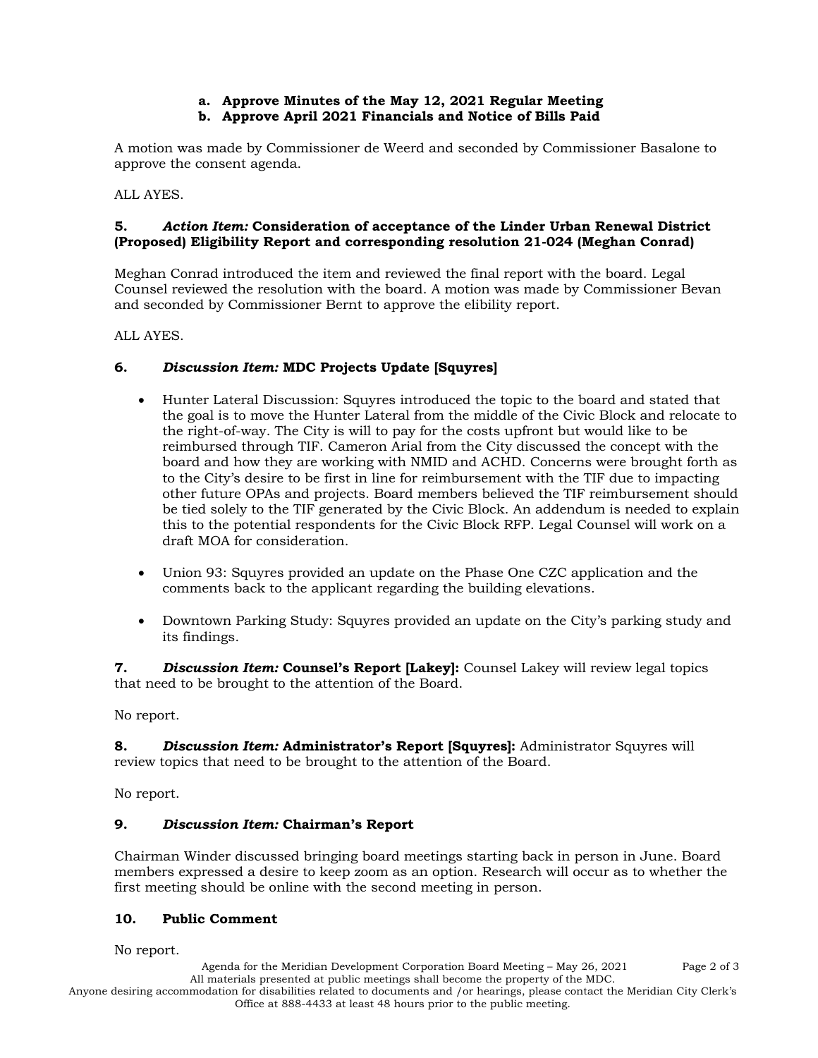a. **Approve Minutes of the May 12, 2021 Regular Meeting**
b. **Approve April 2021 Financials and Notice of Bills Paid**

A motion was made by Commissioner de Weerd and seconded by Commissioner Basalone to approve the consent agenda.

ALL AYES.

**5.** ***Action Item:* Consideration of acceptance of the Linder Urban Renewal District (Proposed) Eligibility Report and corresponding resolution 21-024 (Meghan Conrad)**

Meghan Conrad introduced the item and reviewed the final report with the board. Legal Counsel reviewed the resolution with the board. A motion was made by Commissioner Bevan and seconded by Commissioner Bernt to approve the elibility report.

ALL AYES.

**6.** ***Discussion Item:* MDC Projects Update [Squyres]**

- Hunter Lateral Discussion: Squyres introduced the topic to the board and stated that the goal is to move the Hunter Lateral from the middle of the Civic Block and relocate to the right-of-way. The City is will to pay for the costs upfront but would like to be reimbursed through TIF. Cameron Arial from the City discussed the concept with the board and how they are working with NMID and ACHD. Concerns were brought forth as to the City's desire to be first in line for reimbursement with the TIF due to impacting other future OPAs and projects. Board members believed the TIF reimbursement should be tied solely to the TIF generated by the Civic Block. An addendum is needed to explain this to the potential respondents for the Civic Block RFP. Legal Counsel will work on a draft MOA for consideration.

- Union 93: Squyres provided an update on the Phase One CZC application and the comments back to the applicant regarding the building elevations.

- Downtown Parking Study: Squyres provided an update on the City's parking study and its findings.

**7.** ***Discussion Item:* Counsel's Report [Lakey]:** Counsel Lakey will review legal topics that need to be brought to the attention of the Board.

No report.

**8.** ***Discussion Item:* Administrator's Report [Squyres]:** Administrator Squyres will review topics that need to be brought to the attention of the Board.

No report.

**9.** ***Discussion Item:* Chairman's Report**

Chairman Winder discussed bringing board meetings starting back in person in June. Board members expressed a desire to keep zoom as an option. Research will occur as to whether the first meeting should be online with the second meeting in person.

**10.** **Public Comment**

No report.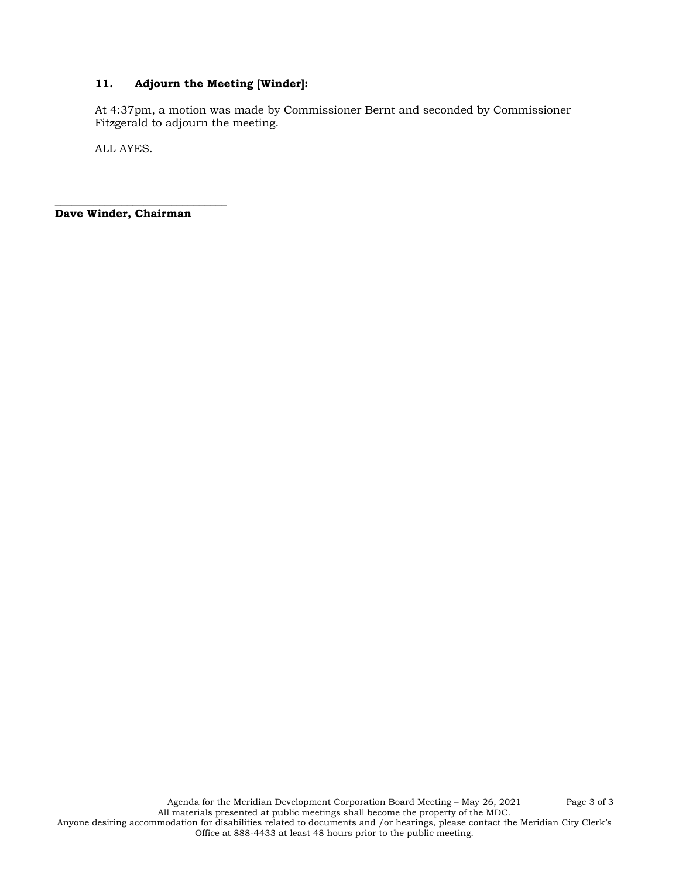### 11. Adjourn the Meeting [Winder]:

At 4:37pm, a motion was made by Commissioner Bernt and seconded by Commissioner Fitzgerald to adjourn the meeting.

ALL AYES.

\_\_\_\_\_\_\_\_\_\_\_\_\_\_\_\_\_\_\_\_\_\_\_\_\_\_\_\_\_\_

**Dave Winder, Chairman**